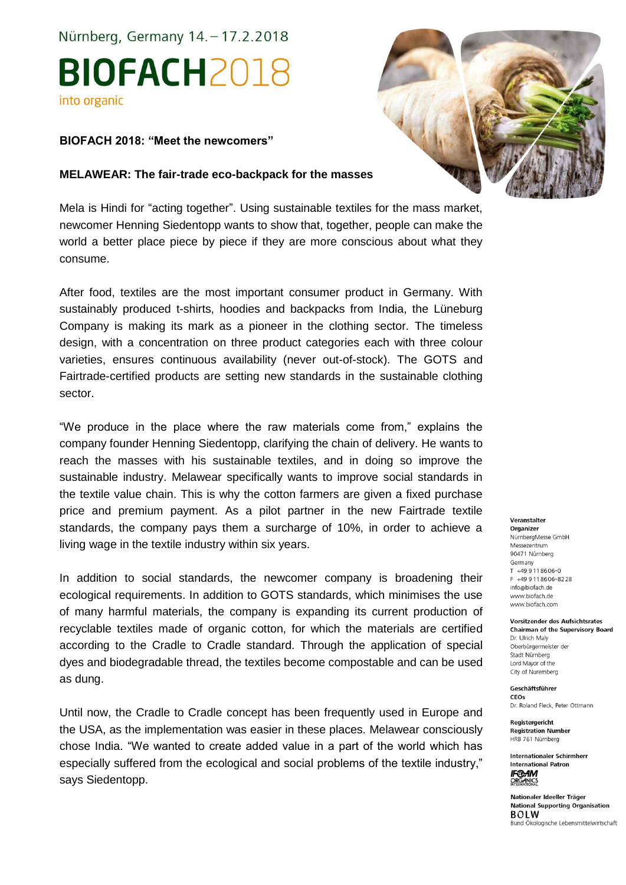Nürnberg, Germany 14. – 17.2.2018

# BIOFACH2018

into organic

**BIOFACH 2018: "Meet the newcomers"**

**MELAWEAR: The fair-trade eco-backpack for the masses**

Mela is Hindi for "acting together". Using sustainable textiles for the mass market, newcomer Henning Siedentopp wants to show that, together, people can make the world a better place piece by piece if they are more conscious about what they consume.

After food, textiles are the most important consumer product in Germany. With sustainably produced t-shirts, hoodies and backpacks from India, the Lüneburg Company is making its mark as a pioneer in the clothing sector. The timeless design, with a concentration on three product categories each with three colour varieties, ensures continuous availability (never out-of-stock). The GOTS and Fairtrade-certified products are setting new standards in the sustainable clothing sector.

"We produce in the place where the raw materials come from," explains the company founder Henning Siedentopp, clarifying the chain of delivery. He wants to reach the masses with his sustainable textiles, and in doing so improve the sustainable industry. Melawear specifically wants to improve social standards in the textile value chain. This is why the cotton farmers are given a fixed purchase price and premium payment. As a pilot partner in the new Fairtrade textile standards, the company pays them a surcharge of 10%, in order to achieve a living wage in the textile industry within six years.

In addition to social standards, the newcomer company is broadening their ecological requirements. In addition to GOTS standards, which minimises the use of many harmful materials, the company is expanding its current production of recyclable textiles made of organic cotton, for which the materials are certified according to the Cradle to Cradle standard. Through the application of special dyes and biodegradable thread, the textiles become compostable and can be used as dung.

Until now, the Cradle to Cradle concept has been frequently used in Europe and the USA, as the implementation was easier in these places. Melawear consciously chose India. "We wanted to create added value in a part of the world which has especially suffered from the ecological and social problems of the textile industry," says Siedentopp.

**Veranstalter**
**Organizer**
NürnbergMesse GmbH
Messezentrum
90471 Nürnberg
Germany
T +49 9 11 86 06-0
F +49 9 11 86 06-82 28
info@biofach.de
www.biofach.de
www.biofach.com

**Vorsitzender des Aufsichtsrates**
**Chairman of the Supervisory Board**
Dr. Ulrich Maly
Oberbürgermeister der
Stadt Nürnberg
Lord Mayor of the
City of Nuremberg

**Geschäftsführer**
**CEOs**
Dr. Roland Fleck, Peter Ottmann

**Registergericht**
**Registration Number**
HRB 761 Nürnberg

**Internationaler Schirmherr**
**International Patron**
IFOAM ORGANICS INTERNATIONAL

**Nationaler Ideeller Träger**
**National Supporting Organisation**
BÖLW
Bund Ökologische Lebensmittelwirtschaft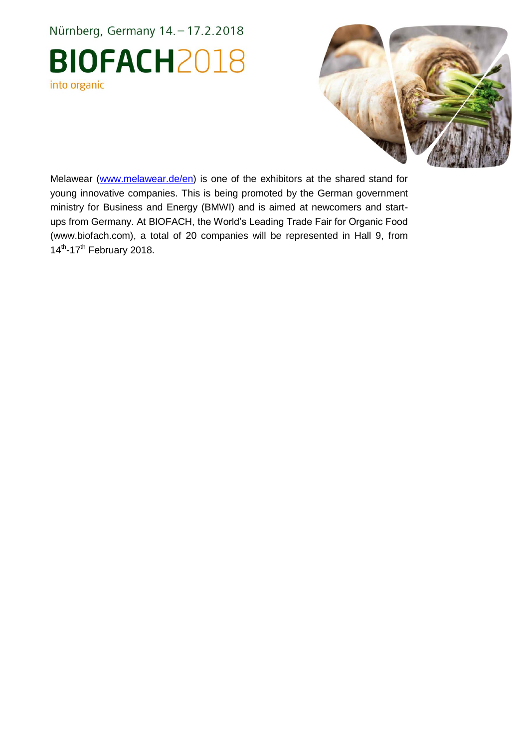Melawear ([www.melawear.de/en](http://www.melawear.de/en)) is one of the exhibitors at the shared stand for young innovative companies. This is being promoted by the German government ministry for Business and Energy (BMWI) and is aimed at newcomers and start-ups from Germany. At BIOFACH, the World's Leading Trade Fair for Organic Food (www.biofach.com), a total of 20 companies will be represented in Hall 9, from 14th-17th February 2018.